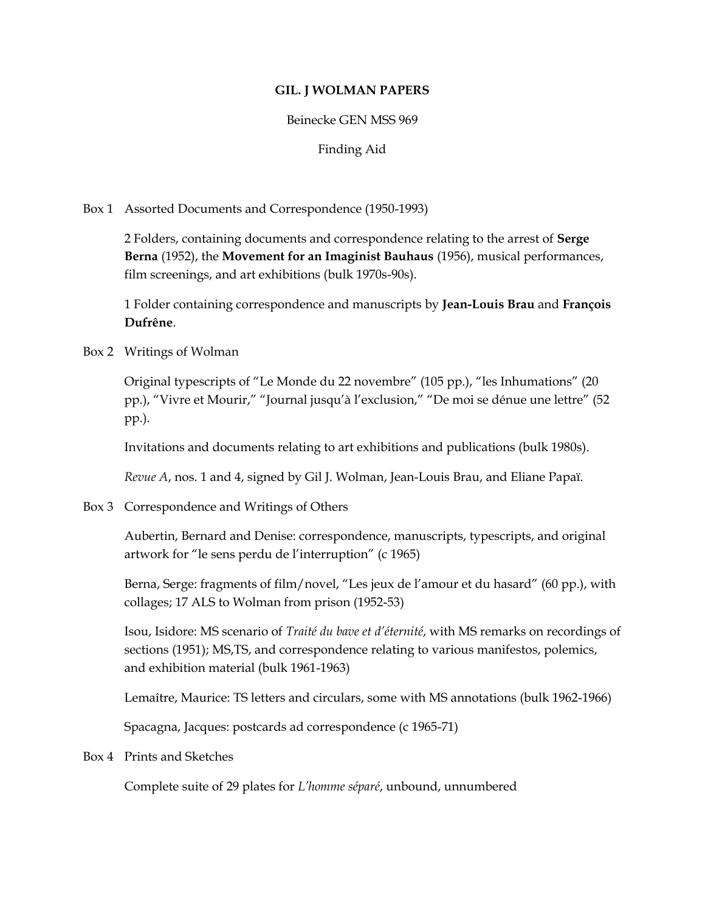# GIL. J WOLMAN PAPERS

Beinecke GEN MSS 969

Finding Aid

Box 1 Assorted Documents and Correspondence (1950-1993)

2 Folders, containing documents and correspondence relating to the arrest of **Serge Berna** (1952), the **Movement for an Imaginist Bauhaus** (1956), musical performances, film screenings, and art exhibitions (bulk 1970s-90s).

1 Folder containing correspondence and manuscripts by **Jean-Louis Brau** and **François Dufrêne**.

Box 2 Writings of Wolman

Original typescripts of "Le Monde du 22 novembre" (105 pp.), "les Inhumations" (20 pp.), "Vivre et Mourir," "Journal jusqu'à l'exclusion," "De moi se dénue une lettre" (52 pp.).

Invitations and documents relating to art exhibitions and publications (bulk 1980s).

*Revue A*, nos. 1 and 4, signed by Gil J. Wolman, Jean-Louis Brau, and Eliane Papaï.

Box 3 Correspondence and Writings of Others

Aubertin, Bernard and Denise: correspondence, manuscripts, typescripts, and original artwork for "le sens perdu de l'interruption" (c 1965)

Berna, Serge: fragments of film/novel, "Les jeux de l'amour et du hasard" (60 pp.), with collages; 17 ALS to Wolman from prison (1952-53)

Isou, Isidore: MS scenario of *Traité du bave et d'éternité*, with MS remarks on recordings of sections (1951); MS,TS, and correspondence relating to various manifestos, polemics, and exhibition material (bulk 1961-1963)

Lemaître, Maurice: TS letters and circulars, some with MS annotations (bulk 1962-1966)

Spacagna, Jacques: postcards ad correspondence (c 1965-71)

Box 4 Prints and Sketches

Complete suite of 29 plates for *L'homme séparé*, unbound, unnumbered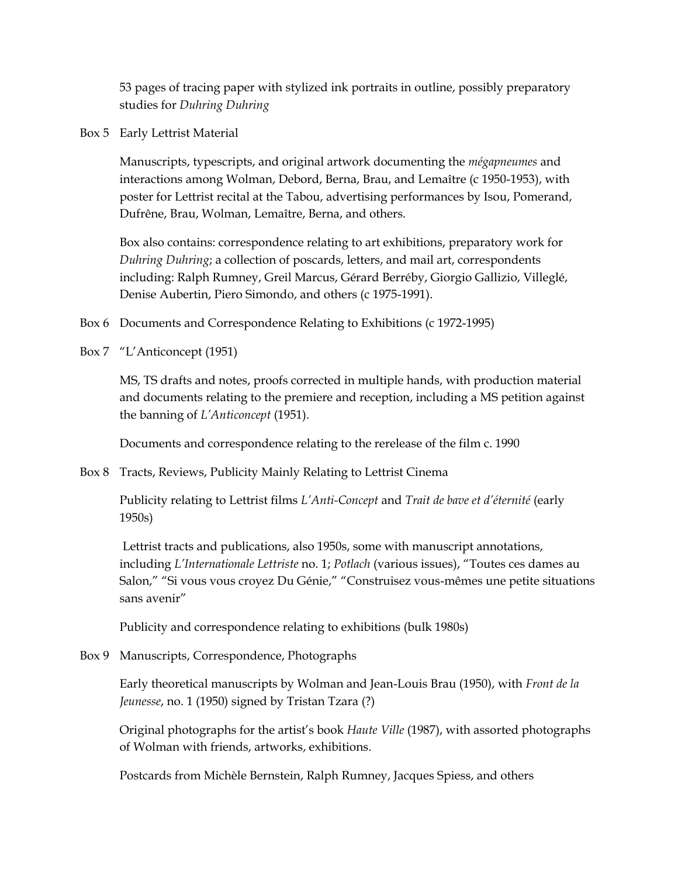53 pages of tracing paper with stylized ink portraits in outline, possibly preparatory studies for *Duhring Duhring*

Box 5 Early Lettrist Material

Manuscripts, typescripts, and original artwork documenting the *mégapneumes* and interactions among Wolman, Debord, Berna, Brau, and Lemaître (c 1950-1953), with poster for Lettrist recital at the Tabou, advertising performances by Isou, Pomerand, Dufrêne, Brau, Wolman, Lemaître, Berna, and others.

Box also contains: correspondence relating to art exhibitions, preparatory work for *Duhring Duhring*; a collection of poscards, letters, and mail art, correspondents including: Ralph Rumney, Greil Marcus, Gérard Berréby, Giorgio Gallizio, Villeglé, Denise Aubertin, Piero Simondo, and others (c 1975-1991).

Box 6 Documents and Correspondence Relating to Exhibitions (c 1972-1995)

Box 7 "L'Anticoncept (1951)

MS, TS drafts and notes, proofs corrected in multiple hands, with production material and documents relating to the premiere and reception, including a MS petition against the banning of *L'Anticoncept* (1951).

Documents and correspondence relating to the rerelease of the film c. 1990

Box 8 Tracts, Reviews, Publicity Mainly Relating to Lettrist Cinema

Publicity relating to Lettrist films *L'Anti-Concept* and *Trait de bave et d'éternité* (early 1950s)

Lettrist tracts and publications, also 1950s, some with manuscript annotations, including *L'Internationale Lettriste* no. 1; *Potlach* (various issues), "Toutes ces dames au Salon," "Si vous vous croyez Du Génie," "Construisez vous-mêmes une petite situations sans avenir"

Publicity and correspondence relating to exhibitions (bulk 1980s)

Box 9 Manuscripts, Correspondence, Photographs

Early theoretical manuscripts by Wolman and Jean-Louis Brau (1950), with *Front de la Jeunesse*, no. 1 (1950) signed by Tristan Tzara (?)

Original photographs for the artist's book *Haute Ville* (1987), with assorted photographs of Wolman with friends, artworks, exhibitions.

Postcards from Michèle Bernstein, Ralph Rumney, Jacques Spiess, and others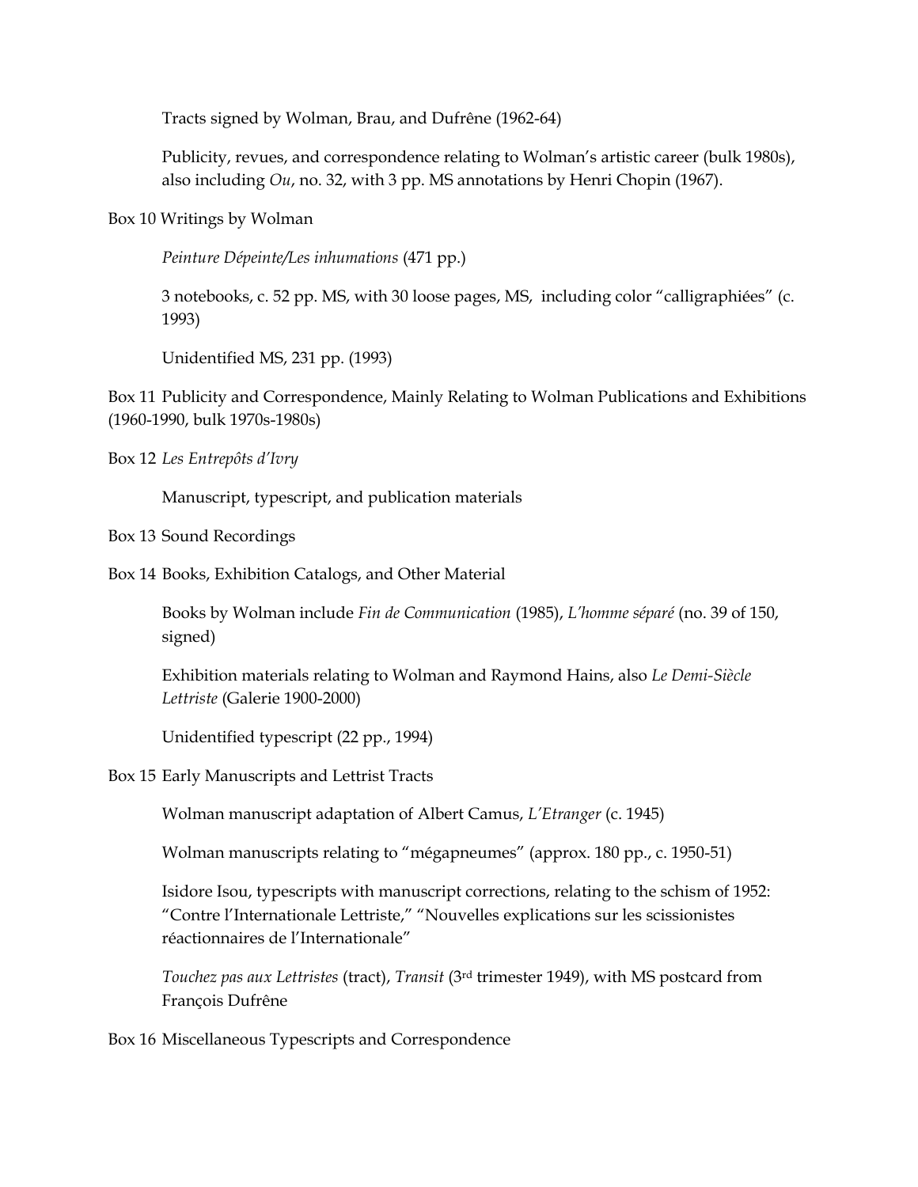Tracts signed by Wolman, Brau, and Dufrêne (1962-64)

Publicity, revues, and correspondence relating to Wolman's artistic career (bulk 1980s), also including *Ou*, no. 32, with 3 pp. MS annotations by Henri Chopin (1967).

Box 10 Writings by Wolman

*Peinture Dépeinte/Les inhumations* (471 pp.)

3 notebooks, c. 52 pp. MS, with 30 loose pages, MS, including color "calligraphiées" (c. 1993)

Unidentified MS, 231 pp. (1993)

Box 11 Publicity and Correspondence, Mainly Relating to Wolman Publications and Exhibitions (1960-1990, bulk 1970s-1980s)

Box 12 *Les Entrepôts d'Ivry*

Manuscript, typescript, and publication materials

Box 13 Sound Recordings

Box 14 Books, Exhibition Catalogs, and Other Material

Books by Wolman include *Fin de Communication* (1985), *L'homme séparé* (no. 39 of 150, signed)

Exhibition materials relating to Wolman and Raymond Hains, also *Le Demi-Siècle Lettriste* (Galerie 1900-2000)

Unidentified typescript (22 pp., 1994)

Box 15 Early Manuscripts and Lettrist Tracts

Wolman manuscript adaptation of Albert Camus, *L'Etranger* (c. 1945)

Wolman manuscripts relating to "mégapneumes" (approx. 180 pp., c. 1950-51)

Isidore Isou, typescripts with manuscript corrections, relating to the schism of 1952: "Contre l'Internationale Lettriste," "Nouvelles explications sur les scissionistes réactionnaires de l'Internationale"

*Touchez pas aux Lettristes* (tract), *Transit* (3rd trimester 1949), with MS postcard from François Dufrêne

Box 16 Miscellaneous Typescripts and Correspondence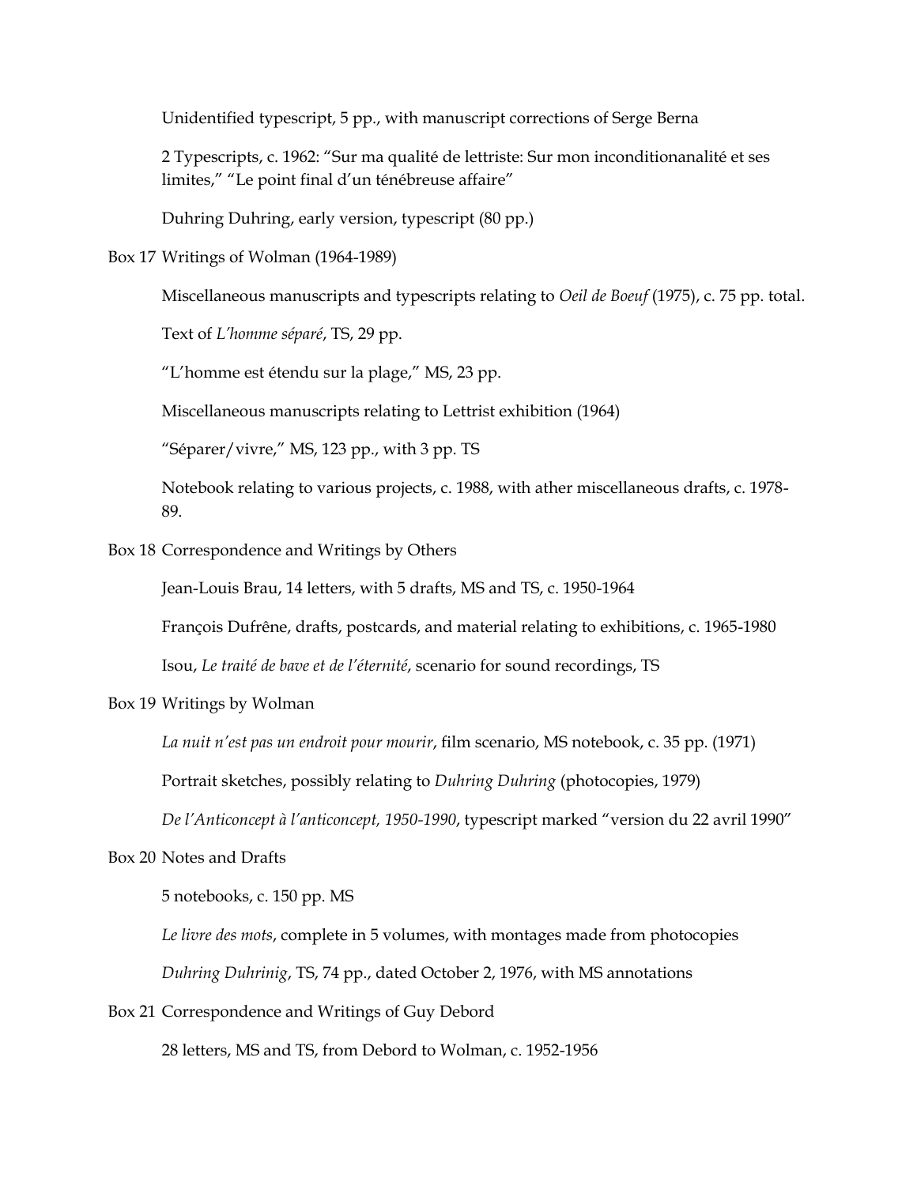Unidentified typescript, 5 pp., with manuscript corrections of Serge Berna

2 Typescripts, c. 1962: "Sur ma qualité de lettriste: Sur mon inconditionanalité et ses limites," "Le point final d'un ténébreuse affaire"

Duhring Duhring, early version, typescript (80 pp.)

Box 17 Writings of Wolman (1964-1989)

Miscellaneous manuscripts and typescripts relating to *Oeil de Boeuf* (1975), c. 75 pp. total.

Text of *L'homme séparé*, TS, 29 pp.

"L'homme est étendu sur la plage," MS, 23 pp.

Miscellaneous manuscripts relating to Lettrist exhibition (1964)

"Séparer/vivre," MS, 123 pp., with 3 pp. TS

Notebook relating to various projects, c. 1988, with ather miscellaneous drafts, c. 1978-89.

Box 18 Correspondence and Writings by Others

Jean-Louis Brau, 14 letters, with 5 drafts, MS and TS, c. 1950-1964

François Dufrêne, drafts, postcards, and material relating to exhibitions, c. 1965-1980

Isou, *Le traité de bave et de l'éternité*, scenario for sound recordings, TS

Box 19 Writings by Wolman

*La nuit n'est pas un endroit pour mourir*, film scenario, MS notebook, c. 35 pp. (1971)

Portrait sketches, possibly relating to *Duhring Duhring* (photocopies, 1979)

*De l'Anticoncept à l'anticoncept, 1950-1990*, typescript marked "version du 22 avril 1990"

Box 20 Notes and Drafts

5 notebooks, c. 150 pp. MS

*Le livre des mots*, complete in 5 volumes, with montages made from photocopies

*Duhring Duhrinig*, TS, 74 pp., dated October 2, 1976, with MS annotations

Box 21 Correspondence and Writings of Guy Debord

28 letters, MS and TS, from Debord to Wolman, c. 1952-1956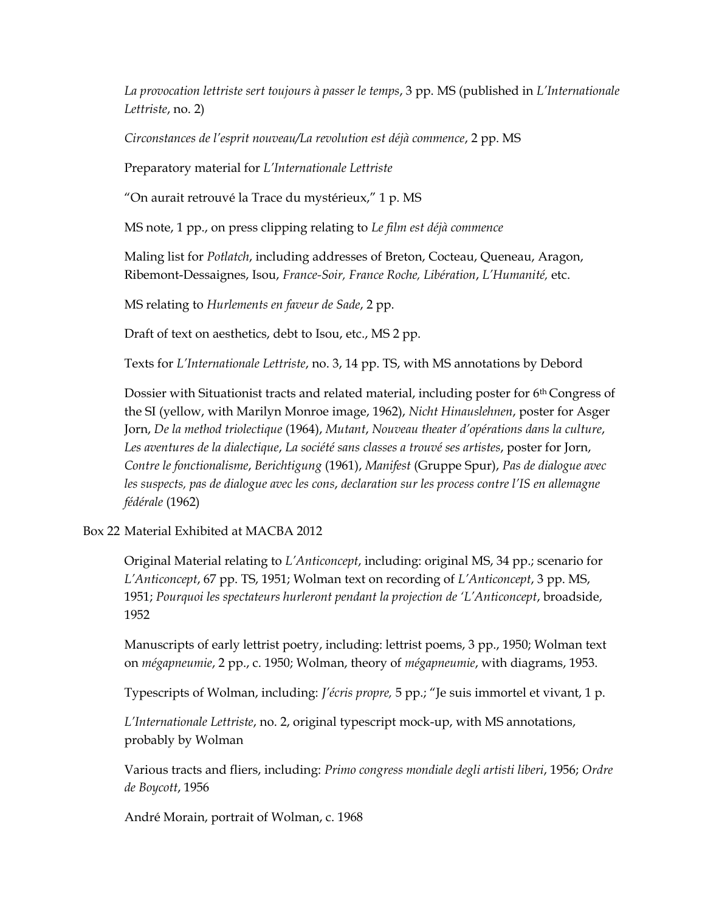*La provocation lettriste sert toujours à passer le temps*, 3 pp. MS (published in *L'Internationale Lettriste*, no. 2)

*Circonstances de l'esprit nouveau/La revolution est déjà commence*, 2 pp. MS

Preparatory material for *L'Internationale Lettriste*

"On aurait retrouvé la Trace du mystérieux," 1 p. MS

MS note, 1 pp., on press clipping relating to *Le film est déjà commence*

Maling list for *Potlatch*, including addresses of Breton, Cocteau, Queneau, Aragon, Ribemont-Dessaignes, Isou, *France-Soir, France Roche, Libération*, *L'Humanité,* etc.

MS relating to *Hurlements en faveur de Sade*, 2 pp.

Draft of text on aesthetics, debt to Isou, etc., MS 2 pp.

Texts for *L'Internationale Lettriste*, no. 3, 14 pp. TS, with MS annotations by Debord

Dossier with Situationist tracts and related material, including poster for 6th Congress of the SI (yellow, with Marilyn Monroe image, 1962), *Nicht Hinauslehnen*, poster for Asger Jorn, *De la method triolectique* (1964), *Mutant*, *Nouveau theater d'opérations dans la culture*, *Les aventures de la dialectique*, *La société sans classes a trouvé ses artistes*, poster for Jorn, *Contre le fonctionalisme*, *Berichtigung* (1961), *Manifest* (Gruppe Spur), *Pas de dialogue avec les suspects, pas de dialogue avec les cons*, *declaration sur les process contre l'IS en allemagne fédérale* (1962)

Box 22 Material Exhibited at MACBA 2012

Original Material relating to *L'Anticoncept*, including: original MS, 34 pp.; scenario for *L'Anticoncept*, 67 pp. TS, 1951; Wolman text on recording of *L'Anticoncept*, 3 pp. MS, 1951; *Pourquoi les spectateurs hurleront pendant la projection de 'L'Anticoncept*, broadside, 1952

Manuscripts of early lettrist poetry, including: lettrist poems, 3 pp., 1950; Wolman text on *mégapneumie*, 2 pp., c. 1950; Wolman, theory of *mégapneumie*, with diagrams, 1953.

Typescripts of Wolman, including: *J'écris propre,* 5 pp.; "Je suis immortel et vivant, 1 p.

*L'Internationale Lettriste*, no. 2, original typescript mock-up, with MS annotations, probably by Wolman

Various tracts and fliers, including: *Primo congress mondiale degli artisti liberi*, 1956; *Ordre de Boycott*, 1956

André Morain, portrait of Wolman, c. 1968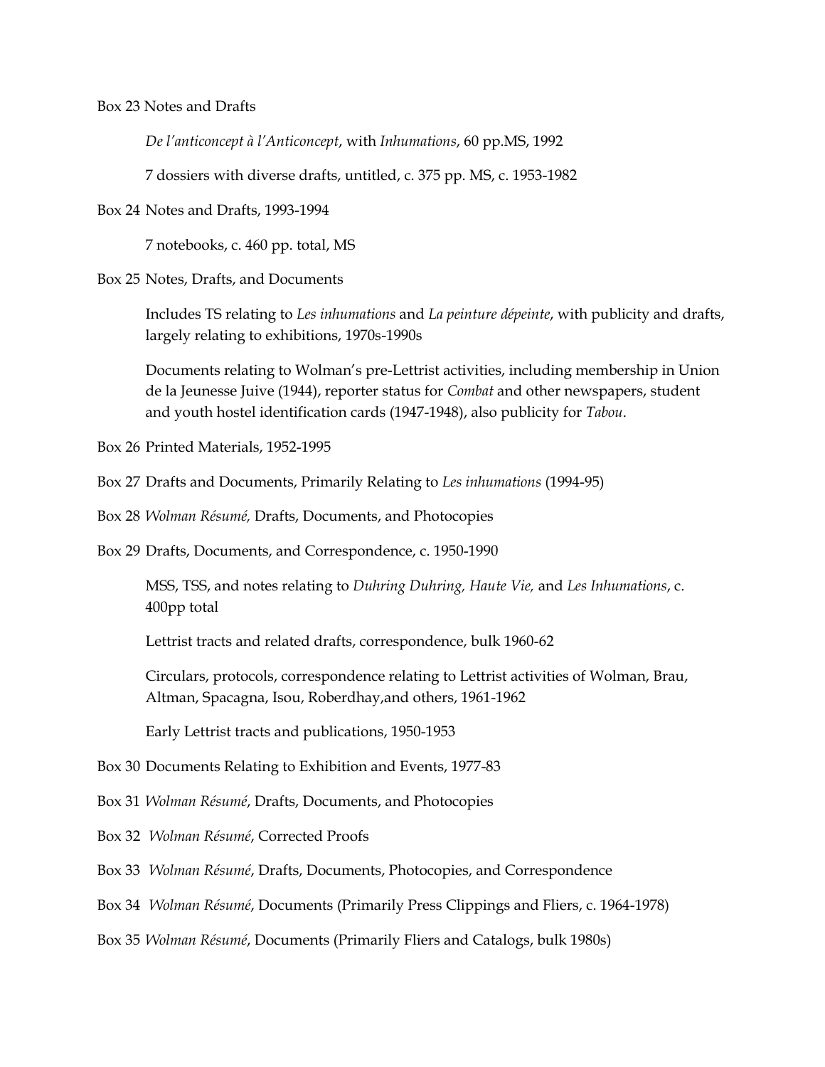Box 23 Notes and Drafts

*De l'anticoncept à l'Anticoncept*, with *Inhumations*, 60 pp.MS, 1992

7 dossiers with diverse drafts, untitled, c. 375 pp. MS, c. 1953-1982

Box 24 Notes and Drafts, 1993-1994

7 notebooks, c. 460 pp. total, MS

Box 25 Notes, Drafts, and Documents

Includes TS relating to *Les inhumations* and *La peinture dépeinte*, with publicity and drafts, largely relating to exhibitions, 1970s-1990s

Documents relating to Wolman's pre-Lettrist activities, including membership in Union de la Jeunesse Juive (1944), reporter status for *Combat* and other newspapers, student and youth hostel identification cards (1947-1948), also publicity for *Tabou*.

Box 26 Printed Materials, 1952-1995

Box 27 Drafts and Documents, Primarily Relating to *Les inhumations* (1994-95)

Box 28 *Wolman Résumé,* Drafts, Documents, and Photocopies

Box 29 Drafts, Documents, and Correspondence, c. 1950-1990

MSS, TSS, and notes relating to *Duhring Duhring, Haute Vie,* and *Les Inhumations*, c. 400pp total

Lettrist tracts and related drafts, correspondence, bulk 1960-62

Circulars, protocols, correspondence relating to Lettrist activities of Wolman, Brau, Altman, Spacagna, Isou, Roberdhay,and others, 1961-1962

Early Lettrist tracts and publications, 1950-1953

Box 30 Documents Relating to Exhibition and Events, 1977-83

Box 31 *Wolman Résumé*, Drafts, Documents, and Photocopies

Box 32 *Wolman Résumé*, Corrected Proofs

Box 33 *Wolman Résumé*, Drafts, Documents, Photocopies, and Correspondence

Box 34 *Wolman Résumé*, Documents (Primarily Press Clippings and Fliers, c. 1964-1978)

Box 35 *Wolman Résumé*, Documents (Primarily Fliers and Catalogs, bulk 1980s)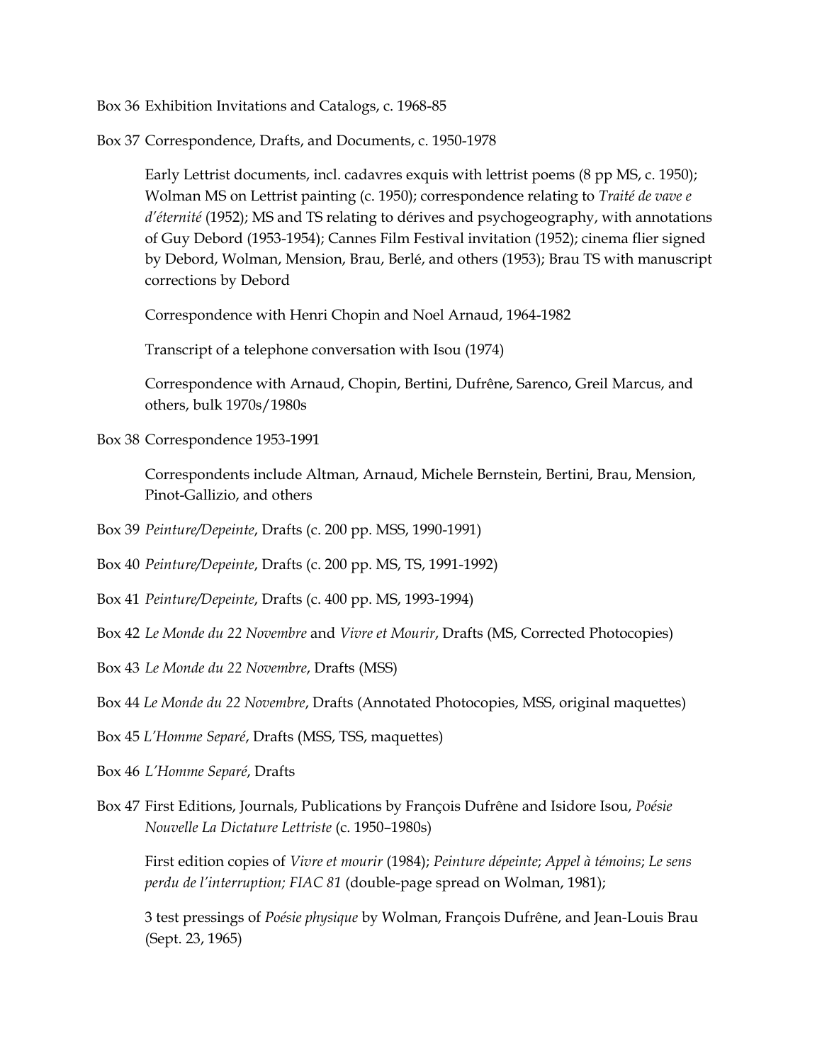Box 36 Exhibition Invitations and Catalogs, c. 1968-85

Box 37 Correspondence, Drafts, and Documents, c. 1950-1978

> Early Lettrist documents, incl. cadavres exquis with lettrist poems (8 pp MS, c. 1950); Wolman MS on Lettrist painting (c. 1950); correspondence relating to *Traité de vave e d'éternité* (1952); MS and TS relating to dérives and psychogeography, with annotations of Guy Debord (1953-1954); Cannes Film Festival invitation (1952); cinema flier signed by Debord, Wolman, Mension, Brau, Berlé, and others (1953); Brau TS with manuscript corrections by Debord
>
> Correspondence with Henri Chopin and Noel Arnaud, 1964-1982
>
> Transcript of a telephone conversation with Isou (1974)
>
> Correspondence with Arnaud, Chopin, Bertini, Dufrêne, Sarenco, Greil Marcus, and others, bulk 1970s/1980s

Box 38 Correspondence 1953-1991

> Correspondents include Altman, Arnaud, Michele Bernstein, Bertini, Brau, Mension, Pinot-Gallizio, and others

Box 39 *Peinture/Depeinte*, Drafts (c. 200 pp. MSS, 1990-1991)

Box 40 *Peinture/Depeinte*, Drafts (c. 200 pp. MS, TS, 1991-1992)

Box 41 *Peinture/Depeinte*, Drafts (c. 400 pp. MS, 1993-1994)

Box 42 *Le Monde du 22 Novembre* and *Vivre et Mourir*, Drafts (MS, Corrected Photocopies)

Box 43 *Le Monde du 22 Novembre*, Drafts (MSS)

Box 44 *Le Monde du 22 Novembre*, Drafts (Annotated Photocopies, MSS, original maquettes)

Box 45 *L'Homme Separé*, Drafts (MSS, TSS, maquettes)

Box 46 *L'Homme Separé*, Drafts

Box 47 First Editions, Journals, Publications by François Dufrêne and Isidore Isou, *Poésie Nouvelle La Dictature Lettriste* (c. 1950–1980s)

> First edition copies of *Vivre et mourir* (1984); *Peinture dépeinte*; *Appel à témoins*; *Le sens perdu de l'interruption; FIAC 81* (double-page spread on Wolman, 1981);
>
> 3 test pressings of *Poésie physique* by Wolman, François Dufrêne, and Jean-Louis Brau (Sept. 23, 1965)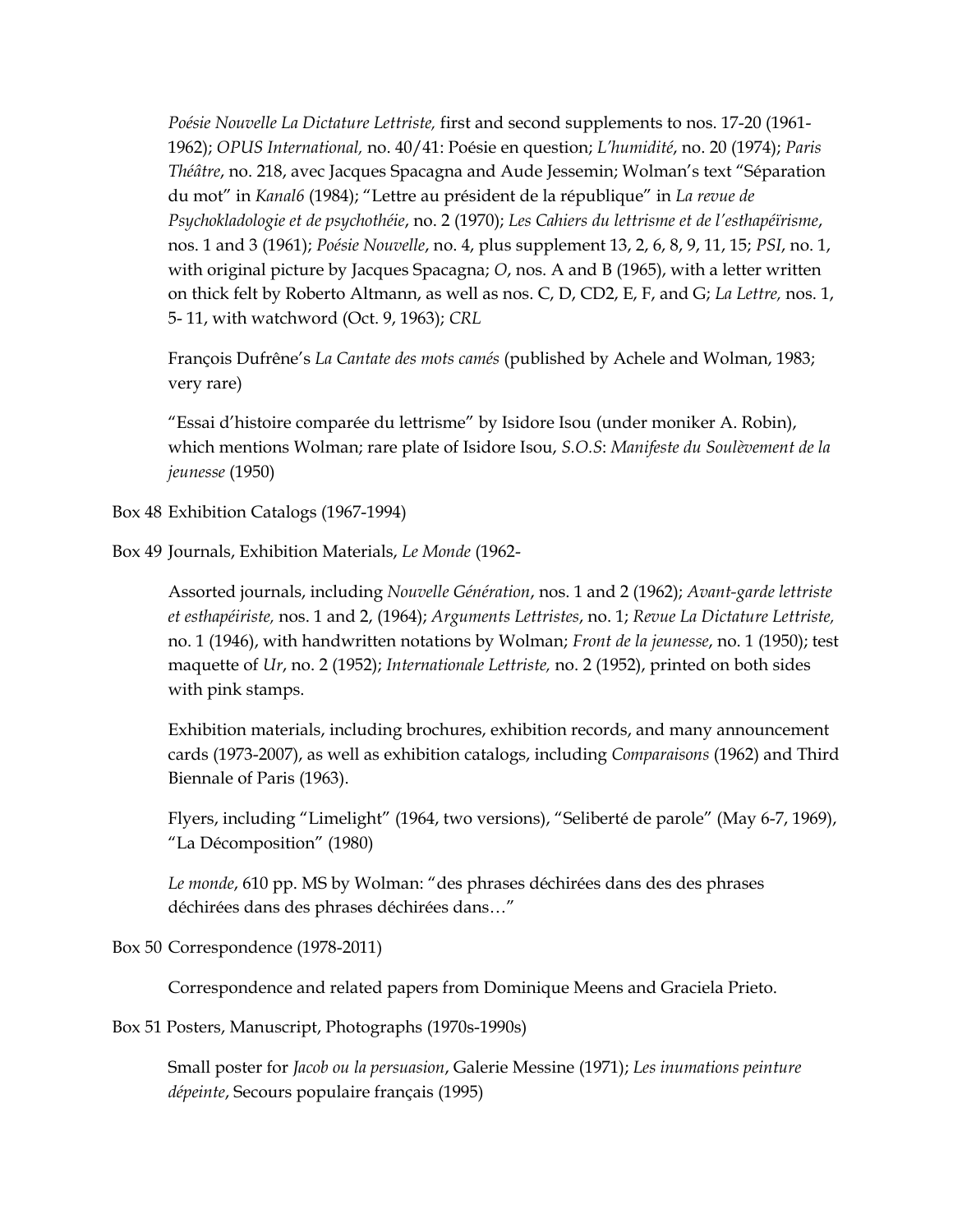*Poésie Nouvelle La Dictature Lettriste,* first and second supplements to nos. 17-20 (1961-1962); *OPUS International,* no. 40/41: Poésie en question; *L'humidité*, no. 20 (1974); *Paris Théâtre*, no. 218, avec Jacques Spacagna and Aude Jessemin; Wolman's text "Séparation du mot" in *Kanal6* (1984); "Lettre au président de la république" in *La revue de Psychokladologie et de psychothéie*, no. 2 (1970); *Les Cahiers du lettrisme et de l'esthapéïrisme*, nos. 1 and 3 (1961); *Poésie Nouvelle*, no. 4, plus supplement 13, 2, 6, 8, 9, 11, 15; *PSI*, no. 1, with original picture by Jacques Spacagna; *O*, nos. A and B (1965), with a letter written on thick felt by Roberto Altmann, as well as nos. C, D, CD2, E, F, and G; *La Lettre,* nos. 1, 5- 11, with watchword (Oct. 9, 1963); *CRL*

François Dufrêne's *La Cantate des mots camés* (published by Achele and Wolman, 1983; very rare)

"Essai d'histoire comparée du lettrisme" by Isidore Isou (under moniker A. Robin), which mentions Wolman; rare plate of Isidore Isou, *S.O.S*: *Manifeste du Soulèvement de la jeunesse* (1950)

Box 48 Exhibition Catalogs (1967-1994)

Box 49 Journals, Exhibition Materials, *Le Monde* (1962-

Assorted journals, including *Nouvelle Génération*, nos. 1 and 2 (1962); *Avant-garde lettriste et esthapéiriste,* nos. 1 and 2, (1964); *Arguments Lettristes*, no. 1; *Revue La Dictature Lettriste,* no. 1 (1946), with handwritten notations by Wolman; *Front de la jeunesse*, no. 1 (1950); test maquette of *Ur*, no. 2 (1952); *Internationale Lettriste,* no. 2 (1952), printed on both sides with pink stamps.

Exhibition materials, including brochures, exhibition records, and many announcement cards (1973-2007), as well as exhibition catalogs, including *Comparaisons* (1962) and Third Biennale of Paris (1963).

Flyers, including "Limelight" (1964, two versions), "Seliberté de parole" (May 6-7, 1969), "La Décomposition" (1980)

*Le monde*, 610 pp. MS by Wolman: "des phrases déchirées dans des des phrases déchirées dans des phrases déchirées dans…"

Box 50 Correspondence (1978-2011)

Correspondence and related papers from Dominique Meens and Graciela Prieto.

Box 51 Posters, Manuscript, Photographs (1970s-1990s)

Small poster for *Jacob ou la persuasion*, Galerie Messine (1971); *Les inumations peinture dépeinte*, Secours populaire français (1995)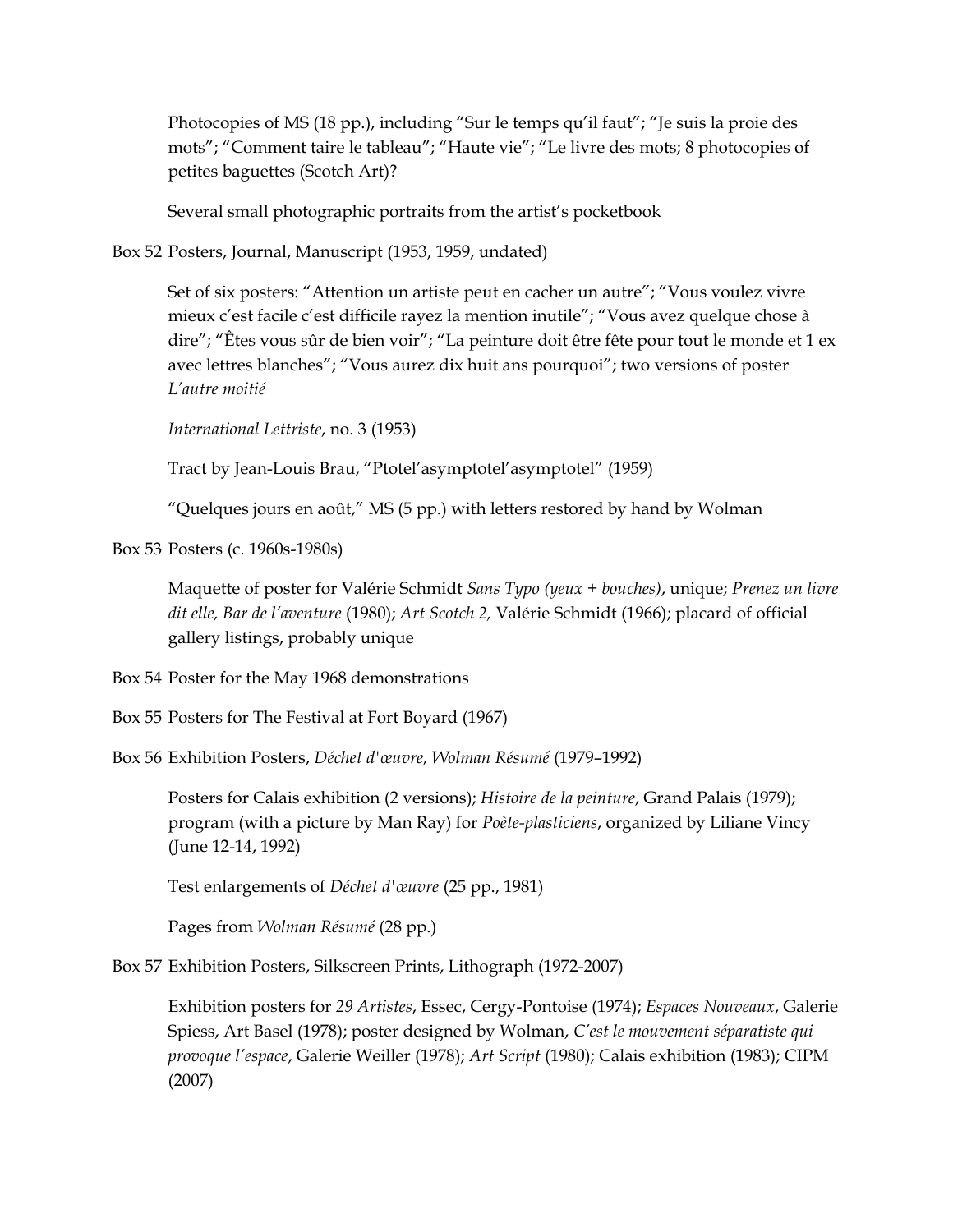Photocopies of MS (18 pp.), including “Sur le temps qu’il faut”; “Je suis la proie des mots”; “Comment taire le tableau”; “Haute vie”; “Le livre des mots; 8 photocopies of petites baguettes (Scotch Art)?

Several small photographic portraits from the artist’s pocketbook

Box 52 Posters, Journal, Manuscript (1953, 1959, undated)

Set of six posters: “Attention un artiste peut en cacher un autre”; “Vous voulez vivre mieux c’est facile c’est difficile rayez la mention inutile”; “Vous avez quelque chose à dire”; “Êtes vous sûr de bien voir”; “La peinture doit être fête pour tout le monde et 1 ex avec lettres blanches”; “Vous aurez dix huit ans pourquoi”; two versions of poster *L’autre moitié*

*International Lettriste*, no. 3 (1953)

Tract by Jean-Louis Brau, “Ptotel’asymptotel’asymptotel” (1959)

“Quelques jours en août,” MS (5 pp.) with letters restored by hand by Wolman

Box 53 Posters (c. 1960s-1980s)

Maquette of poster for Valérie Schmidt *Sans Typo (yeux + bouches)*, unique; *Prenez un livre dit elle, Bar de l’aventure* (1980); *Art Scotch 2,* Valérie Schmidt (1966); placard of official gallery listings, probably unique

Box 54 Poster for the May 1968 demonstrations

Box 55 Posters for The Festival at Fort Boyard (1967)

Box 56 Exhibition Posters, *Déchet d'œuvre, Wolman Résumé* (1979–1992)

Posters for Calais exhibition (2 versions); *Histoire de la peinture*, Grand Palais (1979); program (with a picture by Man Ray) for *Poète-plasticiens*, organized by Liliane Vincy (June 12-14, 1992)

Test enlargements of *Déchet d'œuvre* (25 pp., 1981)

Pages from *Wolman Résumé* (28 pp.)

Box 57 Exhibition Posters, Silkscreen Prints, Lithograph (1972-2007)

Exhibition posters for *29 Artistes*, Essec, Cergy-Pontoise (1974); *Espaces Nouveaux*, Galerie Spiess, Art Basel (1978); poster designed by Wolman, *C’est le mouvement séparatiste qui provoque l’espace*, Galerie Weiller (1978); *Art Script* (1980); Calais exhibition (1983); CIPM (2007)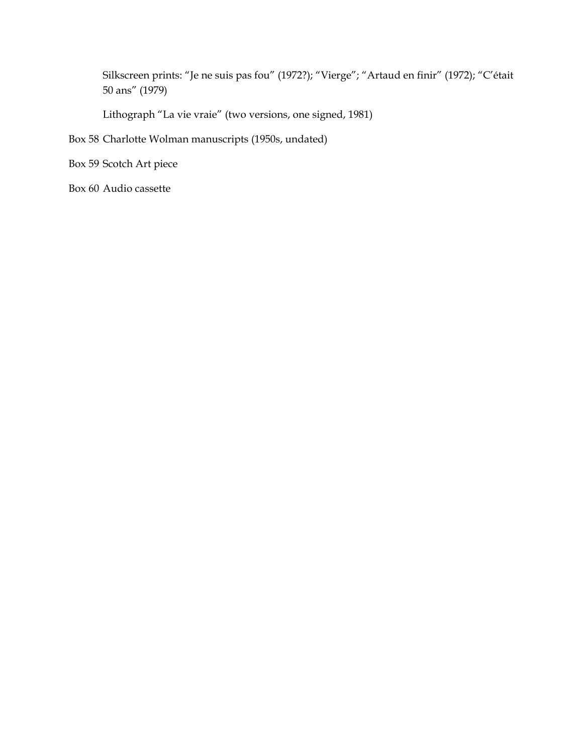Silkscreen prints: "Je ne suis pas fou" (1972?); "Vierge"; "Artaud en finir" (1972); "C'était 50 ans" (1979)

Lithograph "La vie vraie" (two versions, one signed, 1981)

Box 58 Charlotte Wolman manuscripts (1950s, undated)

Box 59 Scotch Art piece

Box 60 Audio cassette